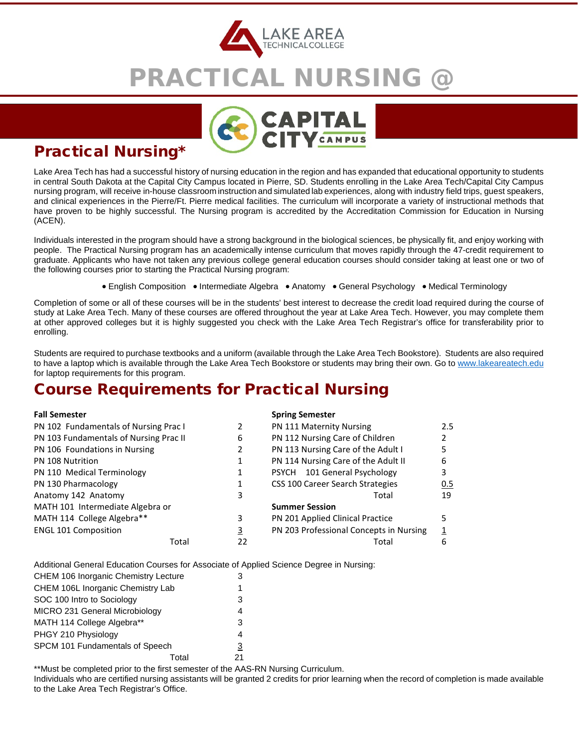LAKE AREA TECHNICAL COLLEGE

# PRACTICAL NURSING @ CAPITAL CITY CAMPUS

## Practical Nursing*

Lake Area Tech has had a successful history of nursing education in the region and has expanded that educational opportunity to students in central South Dakota at the Capital City Campus located in Pierre, SD. Students enrolling in the Lake Area Tech/Capital City Campus nursing program, will receive in-house classroom instruction and simulated lab experiences, along with industry field trips, guest speakers, and clinical experiences in the Pierre/Ft. Pierre medical facilities. The curriculum will incorporate a variety of instructional methods that have proven to be highly successful. The Nursing program is accredited by the Accreditation Commission for Education in Nursing (ACEN).

Individuals interested in the program should have a strong background in the biological sciences, be physically fit, and enjoy working with people. The Practical Nursing program has an academically intense curriculum that moves rapidly through the 47-credit requirement to graduate. Applicants who have not taken any previous college general education courses should consider taking at least one or two of the following courses prior to starting the Practical Nursing program:

- English Composition
- Intermediate Algebra
- Anatomy
- General Psychology
- Medical Terminology

Completion of some or all of these courses will be in the students' best interest to decrease the credit load required during the course of study at Lake Area Tech. Many of these courses are offered throughout the year at Lake Area Tech. However, you may complete them at other approved colleges but it is highly suggested you check with the Lake Area Tech Registrar's office for transferability prior to enrolling.

Students are required to purchase textbooks and a uniform (available through the Lake Area Tech Bookstore). Students are also required to have a laptop which is available through the Lake Area Tech Bookstore or students may bring their own. Go to www.lakeareatech.edu for laptop requirements for this program.

## Course Requirements for Practical Nursing

| Fall Semester | |
|---|---|
| PN 102 Fundamentals of Nursing Prac I | 2 |
| PN 103 Fundamentals of Nursing Prac II | 6 |
| PN 106 Foundations in Nursing | 2 |
| PN 108 Nutrition | 1 |
| PN 110 Medical Terminology | 1 |
| PN 130 Pharmacology | 1 |
| Anatomy 142 Anatomy | 3 |
| MATH 101 Intermediate Algebra or MATH 114 College Algebra** | 3 |
| ENGL 101 Composition | 3 |
| Total | 22 |

| Spring Semester | |
|---|---|
| PN 111 Maternity Nursing | 2.5 |
| PN 112 Nursing Care of Children | 2 |
| PN 113 Nursing Care of the Adult I | 5 |
| PN 114 Nursing Care of the Adult II | 6 |
| PSYCH 101 General Psychology | 3 |
| CSS 100 Career Search Strategies | 0.5 |
| Total | 19 |

| Summer Session | |
|---|---|
| PN 201 Applied Clinical Practice | 5 |
| PN 203 Professional Concepts in Nursing | 1 |
| Total | 6 |

Additional General Education Courses for Associate of Applied Science Degree in Nursing:

| Course | Credits |
|---|---|
| CHEM 106 Inorganic Chemistry Lecture | 3 |
| CHEM 106L Inorganic Chemistry Lab | 1 |
| SOC 100 Intro to Sociology | 3 |
| MICRO 231 General Microbiology | 4 |
| MATH 114 College Algebra** | 3 |
| PHGY 210 Physiology | 4 |
| SPCM 101 Fundamentals of Speech | 3 |
| Total | 21 |

**Must be completed prior to the first semester of the AAS-RN Nursing Curriculum.

Individuals who are certified nursing assistants will be granted 2 credits for prior learning when the record of completion is made available to the Lake Area Tech Registrar's Office.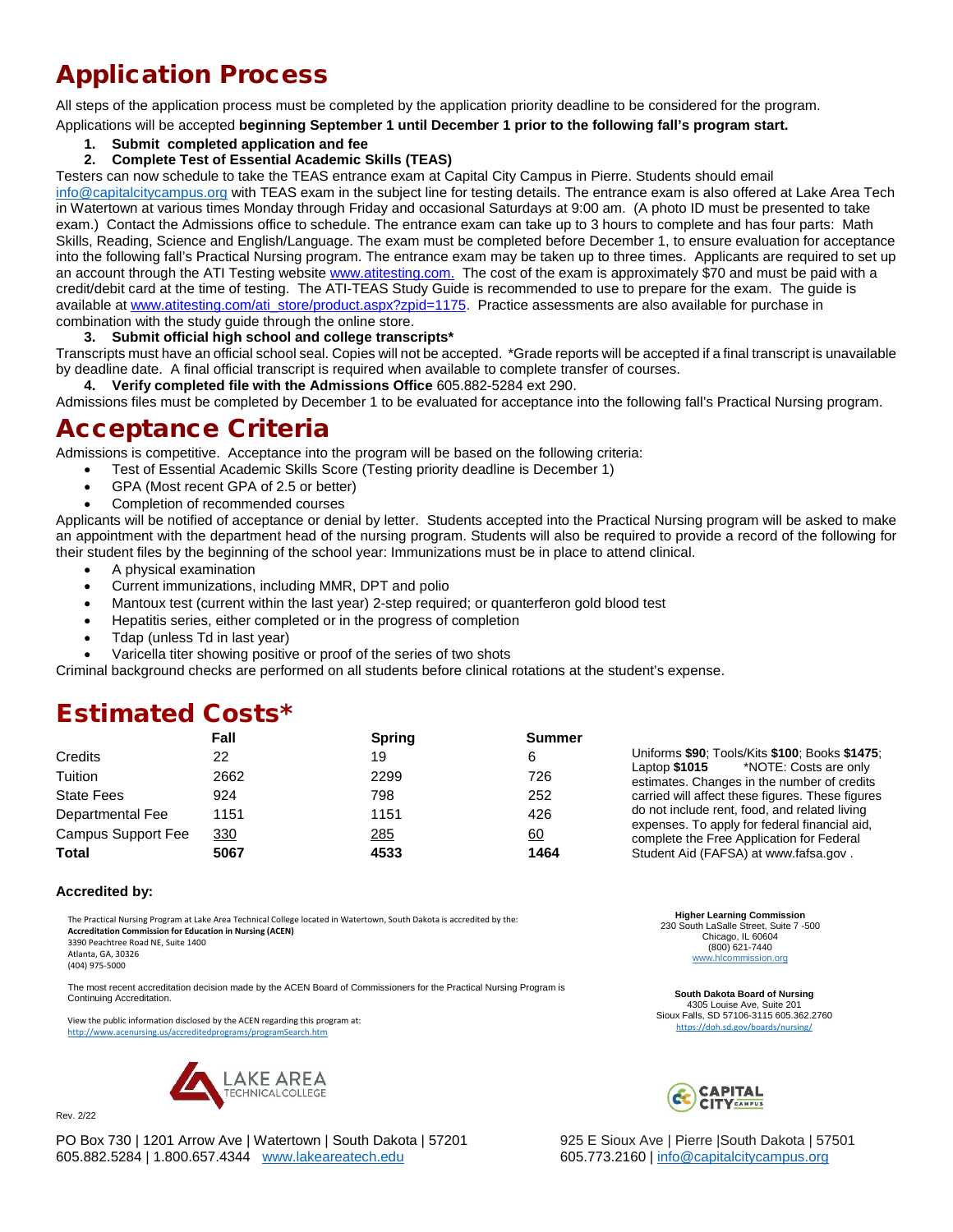# Application Process

All steps of the application process must be completed by the application priority deadline to be considered for the program.

Applications will be accepted **beginning September 1 until December 1 prior to the following fall's program start.**

1. **Submit completed application and fee**
2. **Complete Test of Essential Academic Skills (TEAS)**

Testers can now schedule to take the TEAS entrance exam at Capital City Campus in Pierre. Students should email info@capitalcitycampus.org with TEAS exam in the subject line for testing details. The entrance exam is also offered at Lake Area Tech in Watertown at various times Monday through Friday and occasional Saturdays at 9:00 am. (A photo ID must be presented to take exam.) Contact the Admissions office to schedule. The entrance exam can take up to 3 hours to complete and has four parts: Math Skills, Reading, Science and English/Language. The exam must be completed before December 1, to ensure evaluation for acceptance into the following fall's Practical Nursing program. The entrance exam may be taken up to three times. Applicants are required to set up an account through the ATI Testing website www.atitesting.com. The cost of the exam is approximately $70 and must be paid with a credit/debit card at the time of testing. The ATI-TEAS Study Guide is recommended to use to prepare for the exam. The guide is available at www.atitesting.com/ati_store/product.aspx?zpid=1175. Practice assessments are also available for purchase in combination with the study guide through the online store.

3. **Submit official high school and college transcripts***

Transcripts must have an official school seal. Copies will not be accepted. *Grade reports will be accepted if a final transcript is unavailable by deadline date. A final official transcript is required when available to complete transfer of courses.

4. **Verify completed file with the Admissions Office** 605.882-5284 ext 290.

Admissions files must be completed by December 1 to be evaluated for acceptance into the following fall's Practical Nursing program.

# Acceptance Criteria

Admissions is competitive. Acceptance into the program will be based on the following criteria:

- Test of Essential Academic Skills Score (Testing priority deadline is December 1)
- GPA (Most recent GPA of 2.5 or better)
- Completion of recommended courses

Applicants will be notified of acceptance or denial by letter. Students accepted into the Practical Nursing program will be asked to make an appointment with the department head of the nursing program. Students will also be required to provide a record of the following for their student files by the beginning of the school year: Immunizations must be in place to attend clinical.

- A physical examination
- Current immunizations, including MMR, DPT and polio
- Mantoux test (current within the last year) 2-step required; or quanterferon gold blood test
- Hepatitis series, either completed or in the progress of completion
- Tdap (unless Td in last year)
- Varicella titer showing positive or proof of the series of two shots

Criminal background checks are performed on all students before clinical rotations at the student's expense.

# Estimated Costs*

| | Fall | Spring | Summer |
|---|---|---|---|
| Credits | 22 | 19 | 6 |
| Tuition | 2662 | 2299 | 726 |
| State Fees | 924 | 798 | 252 |
| Departmental Fee | 1151 | 1151 | 426 |
| Campus Support Fee | 330 | 285 | 60 |
| **Total** | **5067** | **4533** | **1464** |

Uniforms **$90**; Tools/Kits **$100**; Books **$1475**; Laptop **$1015** *NOTE: Costs are only estimates. Changes in the number of credits carried will affect these figures. These figures do not include rent, food, and related living expenses. To apply for federal financial aid, complete the Free Application for Federal Student Aid (FAFSA) at www.fafsa.gov .

**Accredited by:**

The Practical Nursing Program at Lake Area Technical College located in Watertown, South Dakota is accredited by the:
**Accreditation Commission for Education in Nursing (ACEN)**
3390 Peachtree Road NE, Suite 1400
Atlanta, GA, 30326
(404) 975-5000

The most recent accreditation decision made by the ACEN Board of Commissioners for the Practical Nursing Program is Continuing Accreditation.

View the public information disclosed by the ACEN regarding this program at:
http://www.acenursing.us/accreditedprograms/programSearch.htm

**Higher Learning Commission**
230 South LaSalle Street, Suite 7 -500
Chicago, IL 60604
(800) 621-7440
www.hlcommission.org

**South Dakota Board of Nursing**
4305 Louise Ave, Suite 201
Sioux Falls, SD 57106-3115 605.362.2760
https://doh.sd.gov/boards/nursing/

LAKE AREA TECHNICAL COLLEGE

CAPITAL CITY CAMPUS

Rev. 2/22

PO Box 730 | 1201 Arrow Ave | Watertown | South Dakota | 57201
605.882.5284 | 1.800.657.4344 www.lakeareatech.edu

925 E Sioux Ave | Pierre |South Dakota | 57501
605.773.2160 | info@capitalcitycampus.org